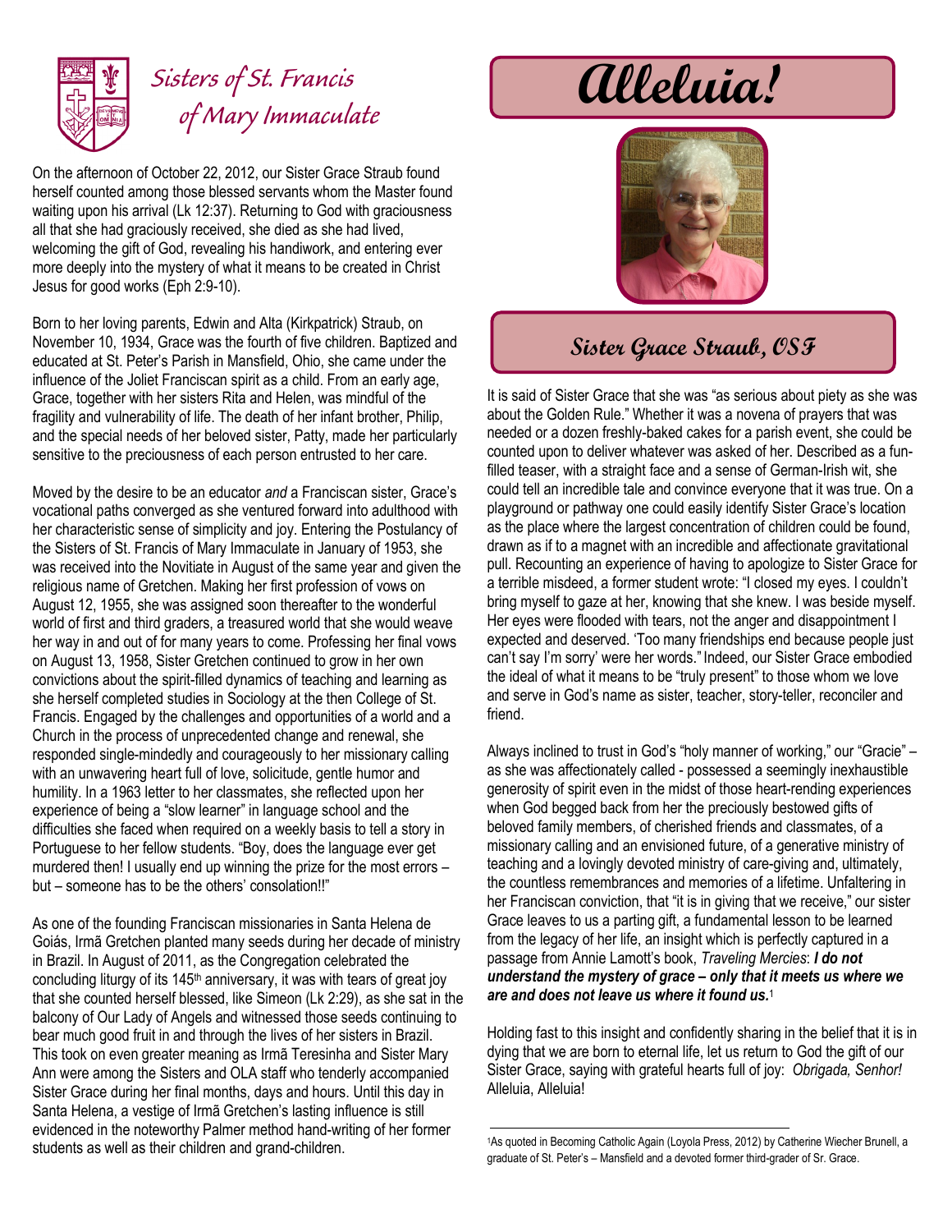# Sisters of St. Francis of Mary Immaculate

# Alleluia!

## Sister Grace Straub, OSF

On the afternoon of October 22, 2012, our Sister Grace Straub found herself counted among those blessed servants whom the Master found waiting upon his arrival (Lk 12:37). Returning to God with graciousness all that she had graciously received, she died as she had lived, welcoming the gift of God, revealing his handiwork, and entering ever more deeply into the mystery of what it means to be created in Christ Jesus for good works (Eph 2:9-10).

Born to her loving parents, Edwin and Alta (Kirkpatrick) Straub, on November 10, 1934, Grace was the fourth of five children. Baptized and educated at St. Peter's Parish in Mansfield, Ohio, she came under the influence of the Joliet Franciscan spirit as a child. From an early age, Grace, together with her sisters Rita and Helen, was mindful of the fragility and vulnerability of life. The death of her infant brother, Philip, and the special needs of her beloved sister, Patty, made her particularly sensitive to the preciousness of each person entrusted to her care.

Moved by the desire to be an educator *and* a Franciscan sister, Grace's vocational paths converged as she ventured forward into adulthood with her characteristic sense of simplicity and joy. Entering the Postulancy of the Sisters of St. Francis of Mary Immaculate in January of 1953, she was received into the Novitiate in August of the same year and given the religious name of Gretchen. Making her first profession of vows on August 12, 1955, she was assigned soon thereafter to the wonderful world of first and third graders, a treasured world that she would weave her way in and out of for many years to come. Professing her final vows on August 13, 1958, Sister Gretchen continued to grow in her own convictions about the spirit-filled dynamics of teaching and learning as she herself completed studies in Sociology at the then College of St. Francis. Engaged by the challenges and opportunities of a world and a Church in the process of unprecedented change and renewal, she responded single-mindedly and courageously to her missionary calling with an unwavering heart full of love, solicitude, gentle humor and humility. In a 1963 letter to her classmates, she reflected upon her experience of being a "slow learner" in language school and the difficulties she faced when required on a weekly basis to tell a story in Portuguese to her fellow students. "Boy, does the language ever get murdered then! I usually end up winning the prize for the most errors – but – someone has to be the others' consolation!!"

As one of the founding Franciscan missionaries in Santa Helena de Goiás, Irmã Gretchen planted many seeds during her decade of ministry in Brazil. In August of 2011, as the Congregation celebrated the concluding liturgy of its 145th anniversary, it was with tears of great joy that she counted herself blessed, like Simeon (Lk 2:29), as she sat in the balcony of Our Lady of Angels and witnessed those seeds continuing to bear much good fruit in and through the lives of her sisters in Brazil. This took on even greater meaning as Irmã Teresinha and Sister Mary Ann were among the Sisters and OLA staff who tenderly accompanied Sister Grace during her final months, days and hours. Until this day in Santa Helena, a vestige of Irmã Gretchen's lasting influence is still evidenced in the noteworthy Palmer method hand-writing of her former students as well as their children and grand-children.

It is said of Sister Grace that she was "as serious about piety as she was about the Golden Rule." Whether it was a novena of prayers that was needed or a dozen freshly-baked cakes for a parish event, she could be counted upon to deliver whatever was asked of her. Described as a fun-filled teaser, with a straight face and a sense of German-Irish wit, she could tell an incredible tale and convince everyone that it was true. On a playground or pathway one could easily identify Sister Grace's location as the place where the largest concentration of children could be found, drawn as if to a magnet with an incredible and affectionate gravitational pull. Recounting an experience of having to apologize to Sister Grace for a terrible misdeed, a former student wrote: "I closed my eyes. I couldn't bring myself to gaze at her, knowing that she knew. I was beside myself. Her eyes were flooded with tears, not the anger and disappointment I expected and deserved. 'Too many friendships end because people just can't say I'm sorry' were her words." Indeed, our Sister Grace embodied the ideal of what it means to be "truly present" to those whom we love and serve in God's name as sister, teacher, story-teller, reconciler and friend.

Always inclined to trust in God's "holy manner of working," our "Gracie" – as she was affectionately called - possessed a seemingly inexhaustible generosity of spirit even in the midst of those heart-rending experiences when God begged back from her the preciously bestowed gifts of beloved family members, of cherished friends and classmates, of a missionary calling and an envisioned future, of a generative ministry of teaching and a lovingly devoted ministry of care-giving and, ultimately, the countless remembrances and memories of a lifetime. Unfaltering in her Franciscan conviction, that "it is in giving that we receive," our sister Grace leaves to us a parting gift, a fundamental lesson to be learned from the legacy of her life, an insight which is perfectly captured in a passage from Annie Lamott's book, *Traveling Mercies*: ***I do not understand the mystery of grace – only that it meets us where we are and does not leave us where it found us.***[1]

Holding fast to this insight and confidently sharing in the belief that it is in dying that we are born to eternal life, let us return to God the gift of our Sister Grace, saying with grateful hearts full of joy: *Obrigada, Senhor!* Alleluia, Alleluia!

---

[1]As quoted in Becoming Catholic Again (Loyola Press, 2012) by Catherine Wiecher Brunell, a graduate of St. Peter's – Mansfield and a devoted former third-grader of Sr. Grace.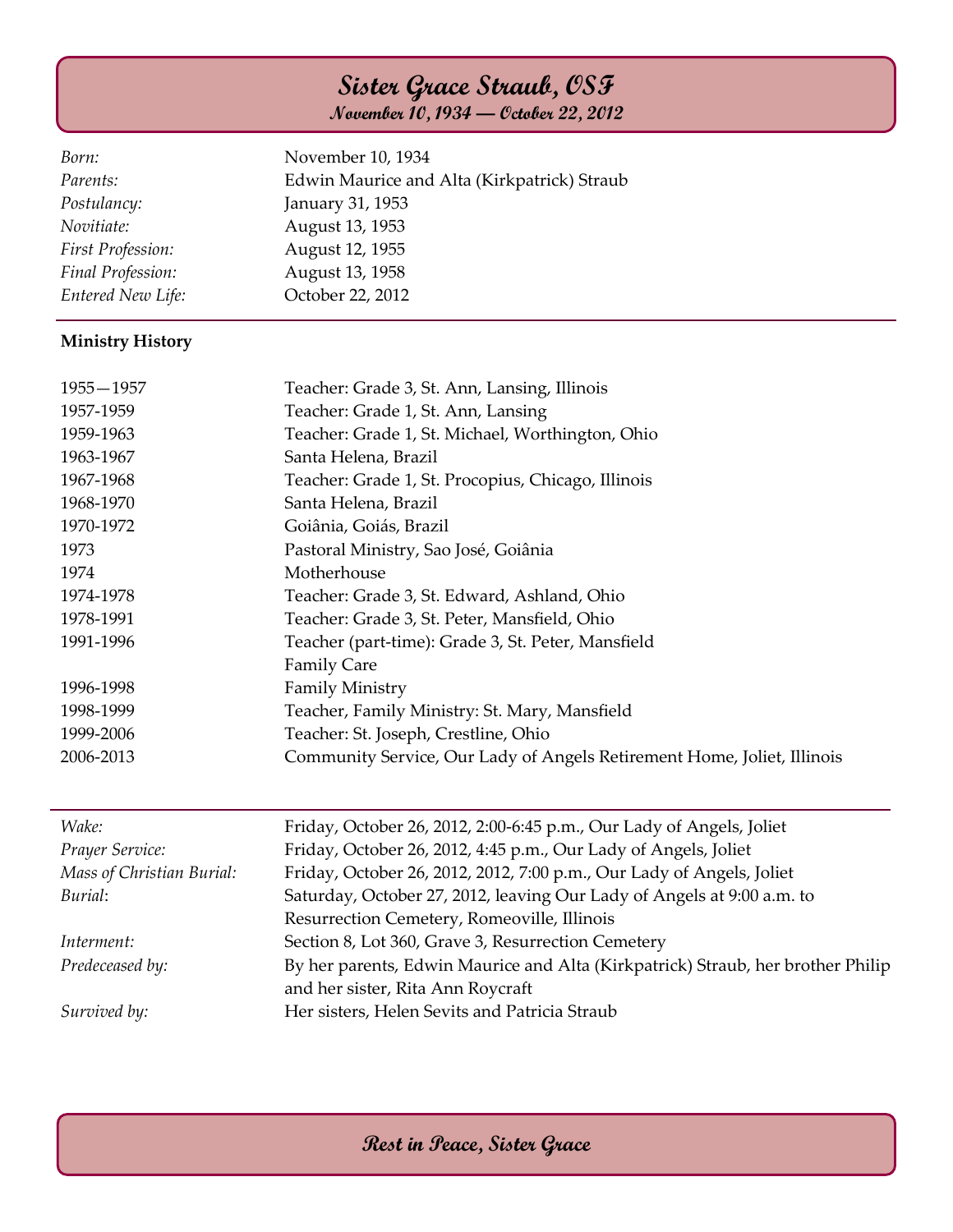# Sister Grace Straub, OSF

**November 10, 1934 — October 22, 2012**

| | |
|---|---|
| *Born:* | November 10, 1934 |
| *Parents:* | Edwin Maurice and Alta (Kirkpatrick) Straub |
| *Postulancy:* | January 31, 1953 |
| *Novitiate:* | August 13, 1953 |
| *First Profession:* | August 12, 1955 |
| *Final Profession:* | August 13, 1958 |
| *Entered New Life:* | October 22, 2012 |

**Ministry History**

| | |
|---|---|
| 1955—1957 | Teacher: Grade 3, St. Ann, Lansing, Illinois |
| 1957-1959 | Teacher: Grade 1, St. Ann, Lansing |
| 1959-1963 | Teacher: Grade 1, St. Michael, Worthington, Ohio |
| 1963-1967 | Santa Helena, Brazil |
| 1967-1968 | Teacher: Grade 1, St. Procopius, Chicago, Illinois |
| 1968-1970 | Santa Helena, Brazil |
| 1970-1972 | Goiânia, Goiás, Brazil |
| 1973 | Pastoral Ministry, Sao José, Goiânia |
| 1974 | Motherhouse |
| 1974-1978 | Teacher: Grade 3, St. Edward, Ashland, Ohio |
| 1978-1991 | Teacher: Grade 3, St. Peter, Mansfield, Ohio |
| 1991-1996 | Teacher (part-time): Grade 3, St. Peter, Mansfield<br>Family Care |
| 1996-1998 | Family Ministry |
| 1998-1999 | Teacher, Family Ministry: St. Mary, Mansfield |
| 1999-2006 | Teacher: St. Joseph, Crestline, Ohio |
| 2006-2013 | Community Service, Our Lady of Angels Retirement Home, Joliet, Illinois |

| | |
|---|---|
| *Wake:* | Friday, October 26, 2012, 2:00-6:45 p.m., Our Lady of Angels, Joliet |
| *Prayer Service:* | Friday, October 26, 2012, 4:45 p.m., Our Lady of Angels, Joliet |
| *Mass of Christian Burial:* | Friday, October 26, 2012, 2012, 7:00 p.m., Our Lady of Angels, Joliet |
| *Burial:* | Saturday, October 27, 2012, leaving Our Lady of Angels at 9:00 a.m. to Resurrection Cemetery, Romeoville, Illinois |
| *Interment:* | Section 8, Lot 360, Grave 3, Resurrection Cemetery |
| *Predeceased by:* | By her parents, Edwin Maurice and Alta (Kirkpatrick) Straub, her brother Philip and her sister, Rita Ann Roycraft |
| *Survived by:* | Her sisters, Helen Sevits and Patricia Straub |

**Rest in Peace, Sister Grace**